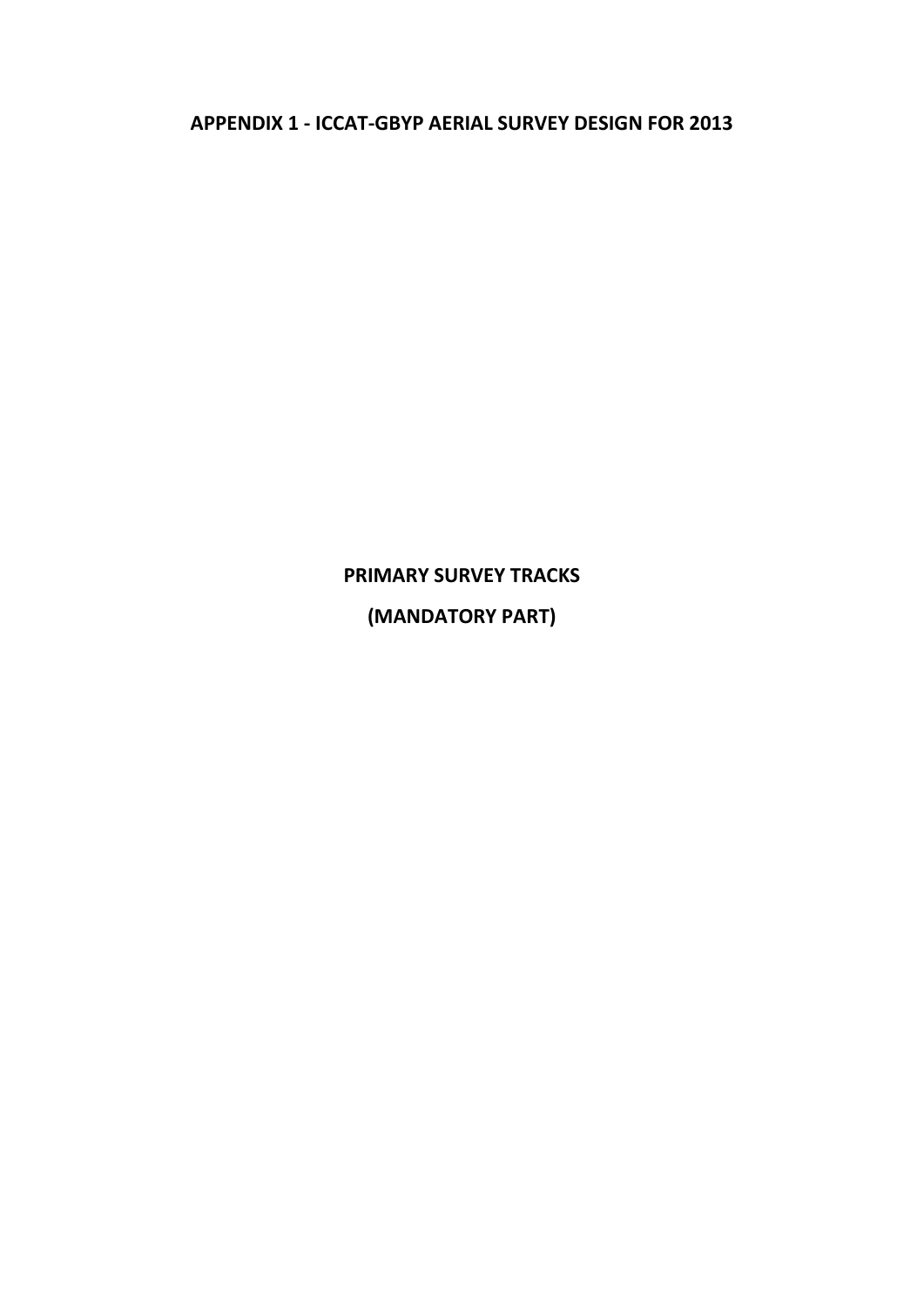# APPENDIX 1 - ICCAT-GBYP AERIAL SURVEY DESIGN FOR 2013

## PRIMARY SURVEY TRACKS

## (MANDATORY PART)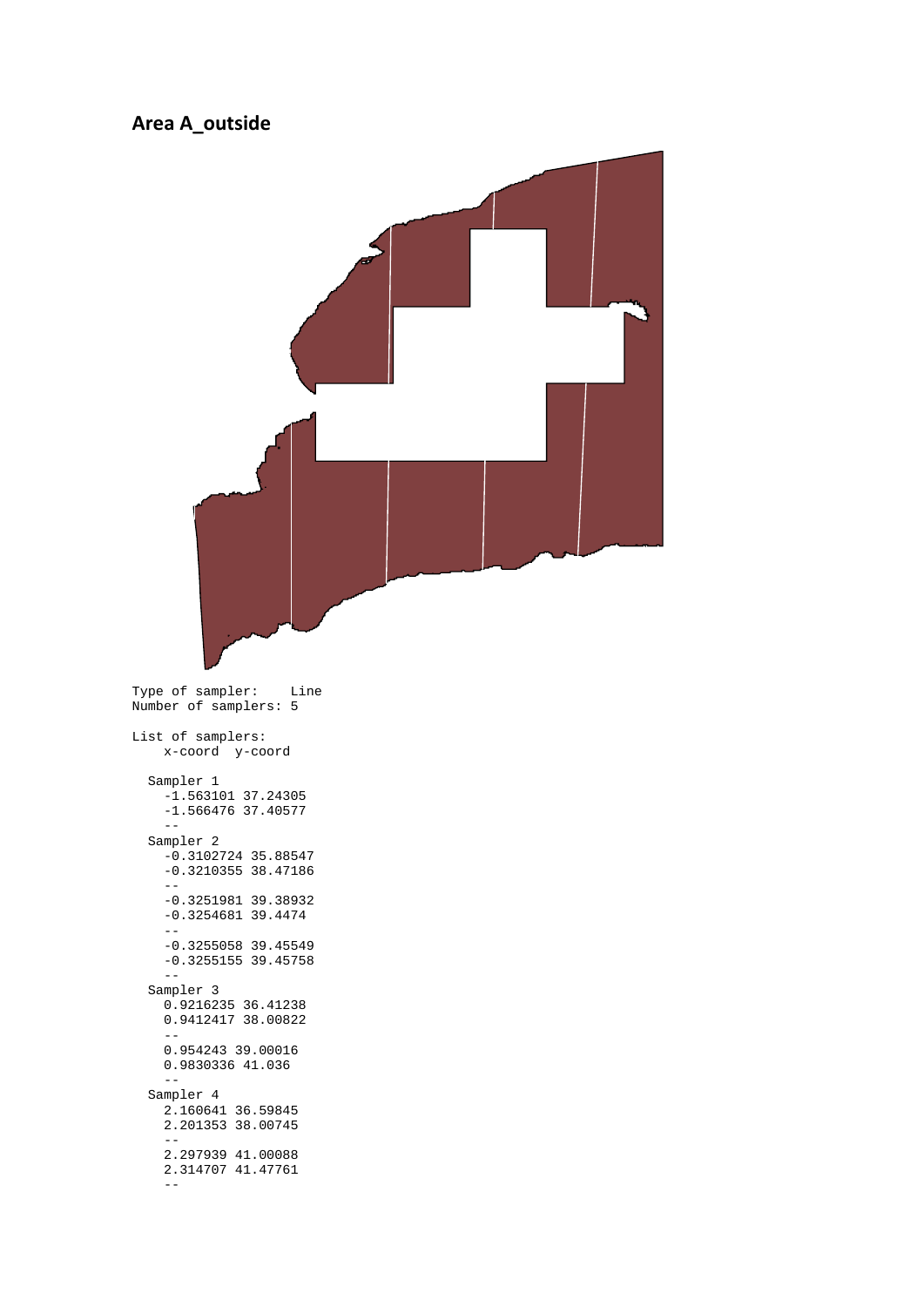## Area A_outside

```
Type of sampler:    Line
Number of samplers: 5

List of samplers:
    x-coord  y-coord

  Sampler 1
    -1.563101 37.24305
    -1.566476 37.40577
    --
  Sampler 2
    -0.3102724 35.88547
    -0.3210355 38.47186
    --
    -0.3251981 39.38932
    -0.3254681 39.4474
    --
    -0.3255058 39.45549
    -0.3255155 39.45758
    --
  Sampler 3
    0.9216235 36.41238
    0.9412417 38.00822
    --
    0.954243 39.00016
    0.9830336 41.036
    --
  Sampler 4
    2.160641 36.59845
    2.201353 38.00745
    --
    2.297939 41.00088
    2.314707 41.47761
    --
```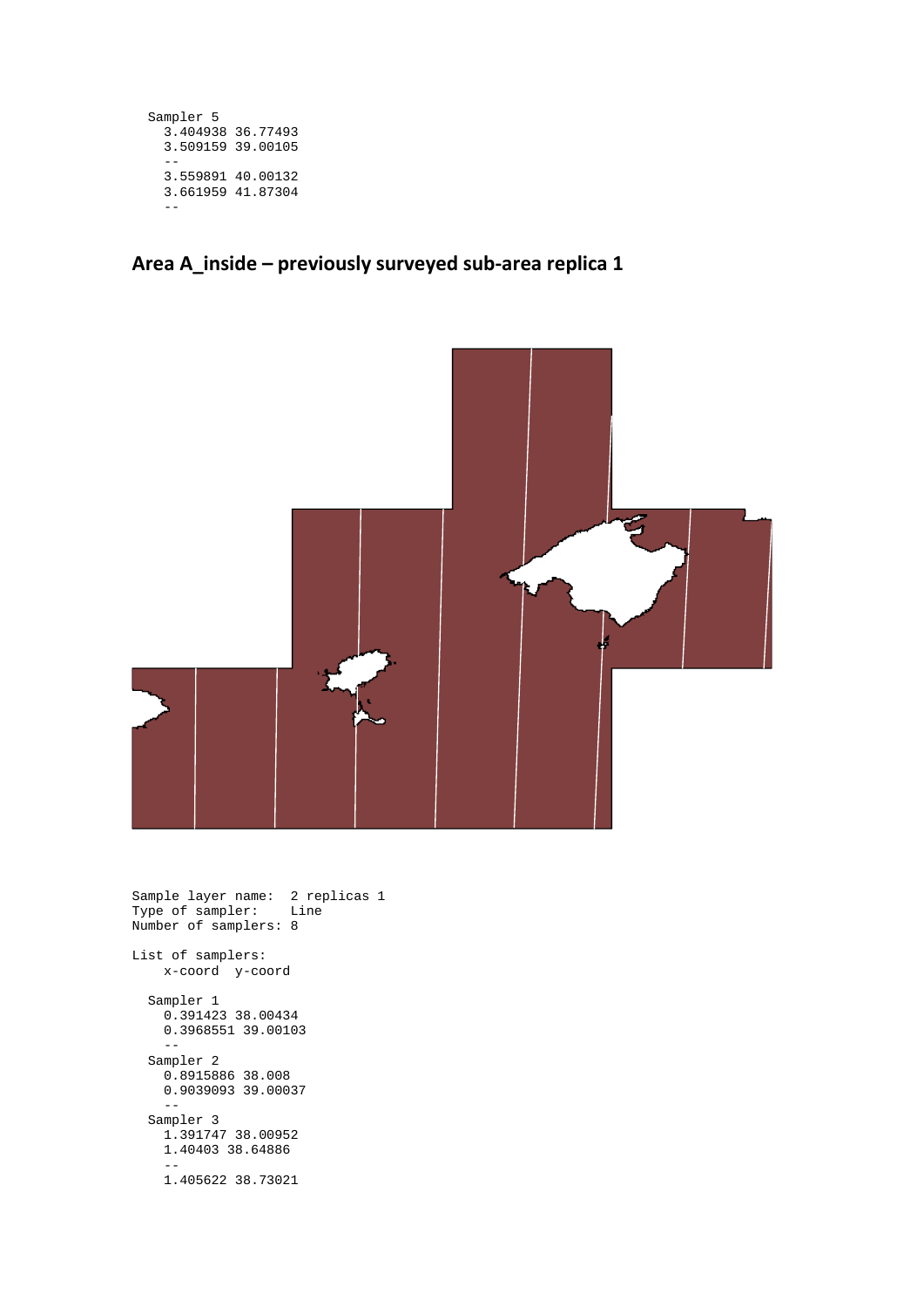```
  Sampler 5
    3.404938 36.77493
    3.509159 39.00105
    --
    3.559891 40.00132
    3.661959 41.87304
    --
```

## Area A_inside – previously surveyed sub-area replica 1

```
Sample layer name:  2 replicas 1
Type of sampler:    Line
Number of samplers: 8

List of samplers:
    x-coord  y-coord

  Sampler 1
    0.391423 38.00434
    0.3968551 39.00103
    --
  Sampler 2
    0.8915886 38.008
    0.9039093 39.00037
    --
  Sampler 3
    1.391747 38.00952
    1.40403 38.64886
    --
    1.405622 38.73021
```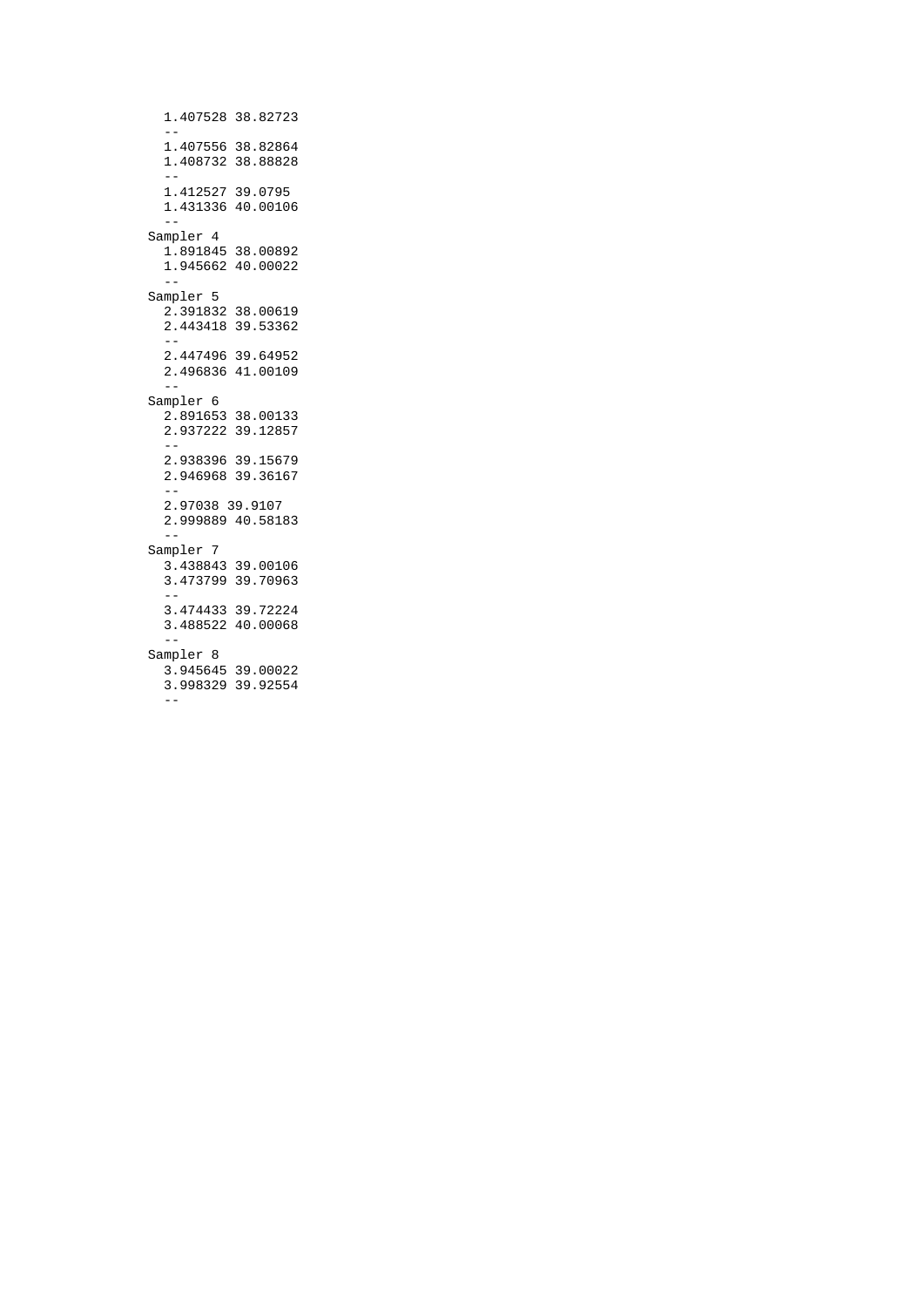```
  1.407528 38.82723
  --
  1.407556 38.82864
  1.408732 38.88828
  --
  1.412527 39.0795
  1.431336 40.00106
  --
Sampler 4
  1.891845 38.00892
  1.945662 40.00022
  --
Sampler 5
  2.391832 38.00619
  2.443418 39.53362
  --
  2.447496 39.64952
  2.496836 41.00109
  --
Sampler 6
  2.891653 38.00133
  2.937222 39.12857
  --
  2.938396 39.15679
  2.946968 39.36167
  --
  2.97038 39.9107
  2.999889 40.58183
  --
Sampler 7
  3.438843 39.00106
  3.473799 39.70963
  --
  3.474433 39.72224
  3.488522 40.00068
  --
Sampler 8
  3.945645 39.00022
  3.998329 39.92554
  --
```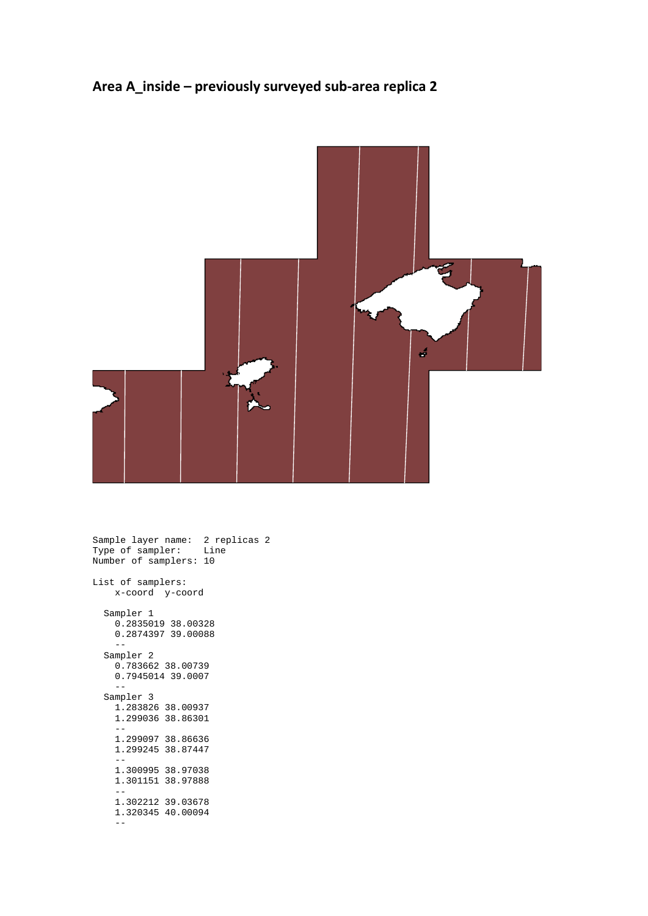# Area A_inside – previously surveyed sub-area replica 2

```
Sample layer name:  2 replicas 2
Type of sampler:    Line
Number of samplers: 10

List of samplers:
    x-coord  y-coord

  Sampler 1
    0.2835019 38.00328
    0.2874397 39.00088
    --
  Sampler 2
    0.783662 38.00739
    0.7945014 39.0007
    --
  Sampler 3
    1.283826 38.00937
    1.299036 38.86301
    --
    1.299097 38.86636
    1.299245 38.87447
    --
    1.300995 38.97038
    1.301151 38.97888
    --
    1.302212 39.03678
    1.320345 40.00094
    --
```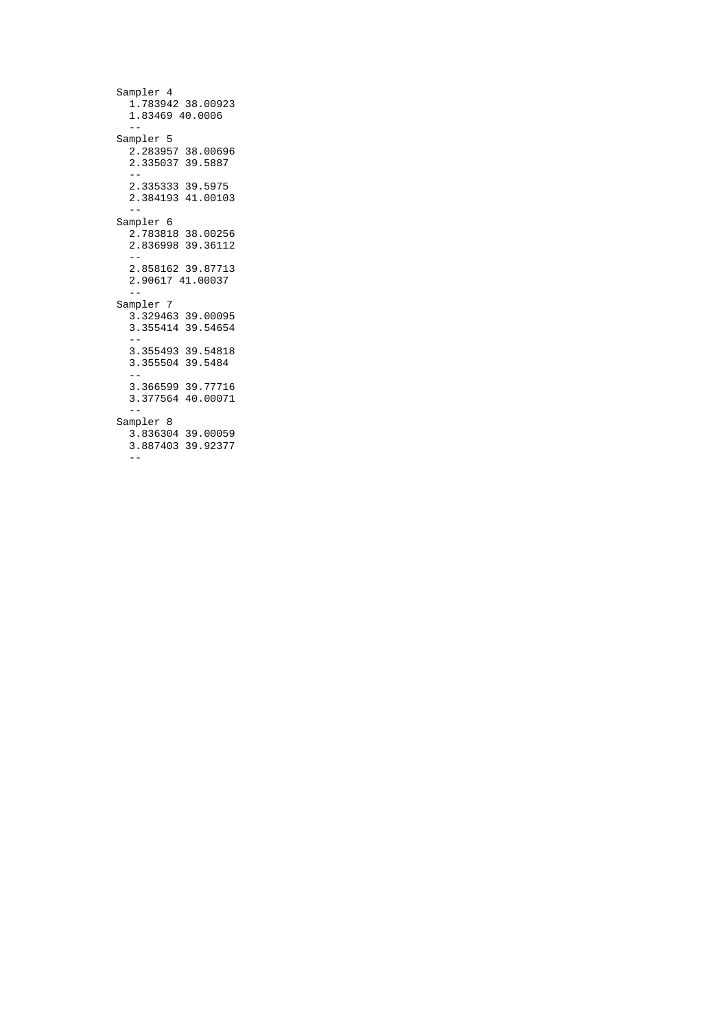```
Sampler 4
  1.783942 38.00923
  1.83469 40.0006
  --
Sampler 5
  2.283957 38.00696
  2.335037 39.5887
  --
  2.335333 39.5975
  2.384193 41.00103
  --
Sampler 6
  2.783818 38.00256
  2.836998 39.36112
  --
  2.858162 39.87713
  2.90617 41.00037
  --
Sampler 7
  3.329463 39.00095
  3.355414 39.54654
  --
  3.355493 39.54818
  3.355504 39.5484
  --
  3.366599 39.77716
  3.377564 40.00071
  --
Sampler 8
  3.836304 39.00059
  3.887403 39.92377
  --
```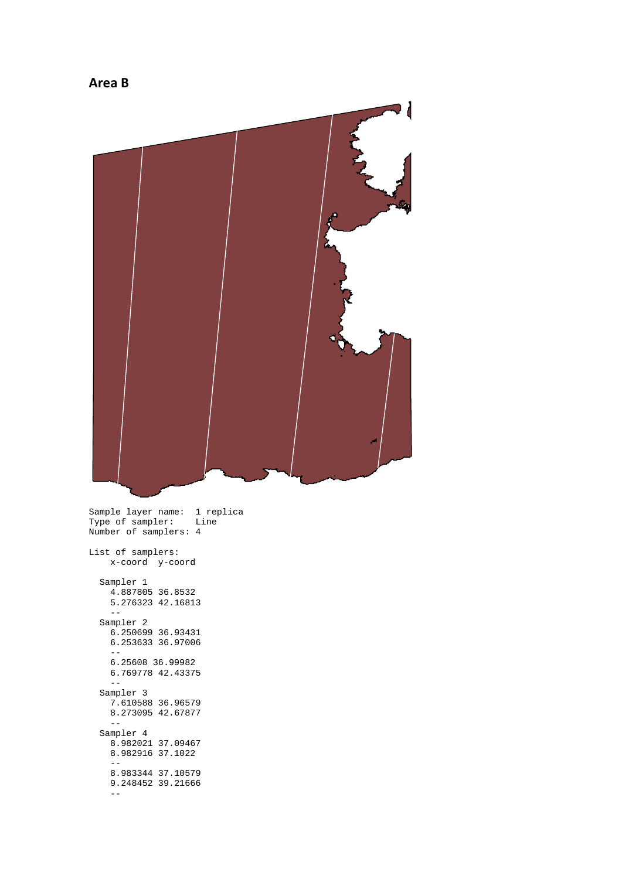**Area B**

```
Sample layer name:  1 replica
Type of sampler:    Line
Number of samplers: 4

List of samplers:
    x-coord  y-coord

  Sampler 1
    4.887805 36.8532
    5.276323 42.16813
    --
  Sampler 2
    6.250699 36.93431
    6.253633 36.97006
    --
    6.25608 36.99982
    6.769778 42.43375
    --
  Sampler 3
    7.610588 36.96579
    8.273095 42.67877
    --
  Sampler 4
    8.982021 37.09467
    8.982916 37.1022
    --
    8.983344 37.10579
    9.248452 39.21666
    --
```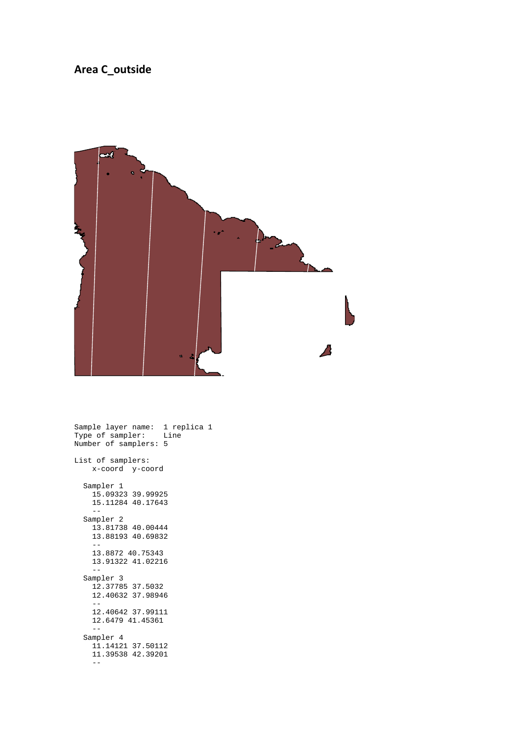# Area C_outside

```
Sample layer name:  1 replica 1
Type of sampler:    Line
Number of samplers: 5

List of samplers:
    x-coord  y-coord

  Sampler 1
    15.09323 39.99925
    15.11284 40.17643
    --
  Sampler 2
    13.81738 40.00444
    13.88193 40.69832
    --
    13.8872 40.75343
    13.91322 41.02216
    --
  Sampler 3
    12.37785 37.5032
    12.40632 37.98946
    --
    12.40642 37.99111
    12.6479 41.45361
    --
  Sampler 4
    11.14121 37.50112
    11.39538 42.39201
    --
```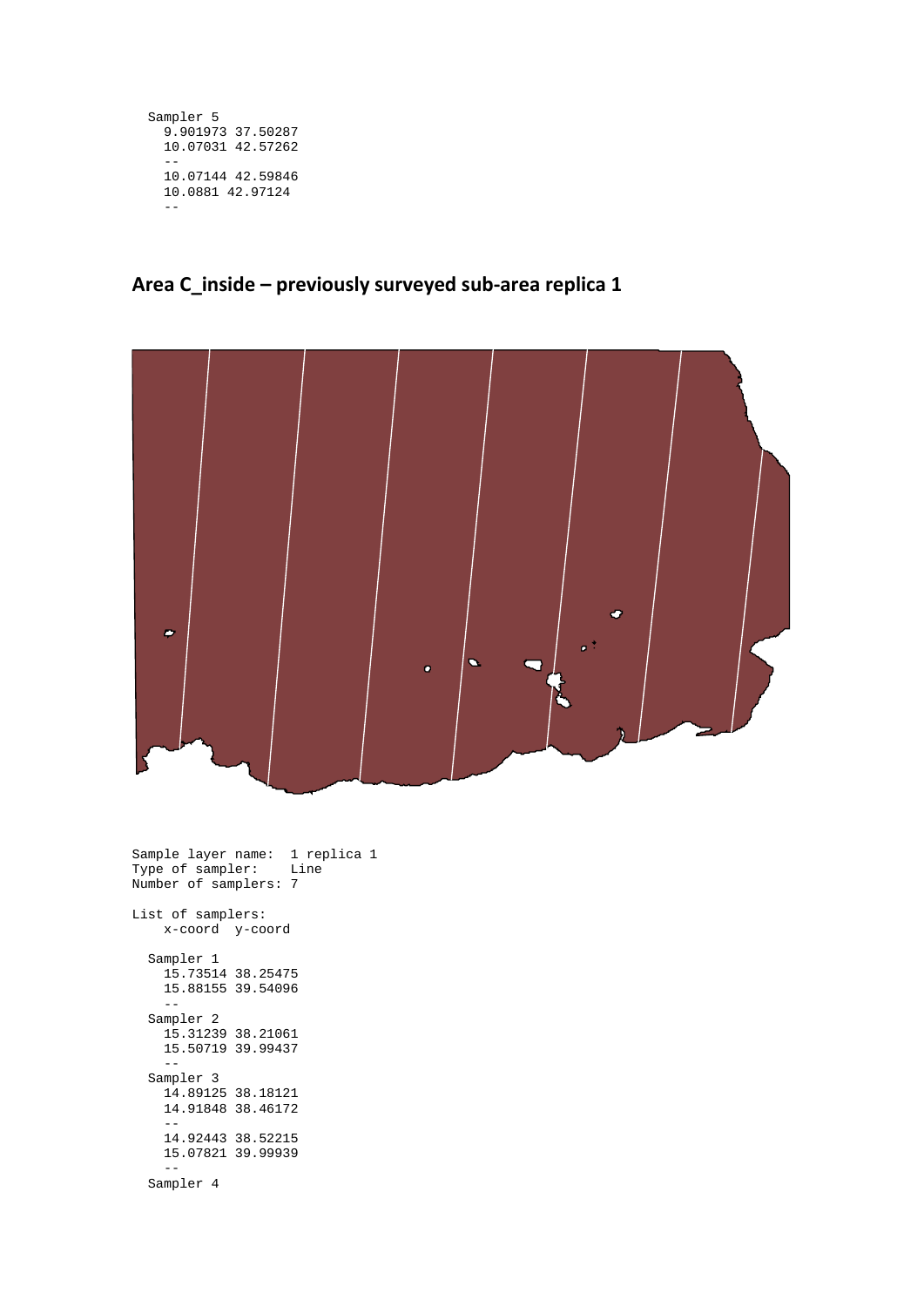```
  Sampler 5
    9.901973 37.50287
    10.07031 42.57262
    --
    10.07144 42.59846
    10.0881 42.97124
    --
```

## Area C_inside – previously surveyed sub-area replica 1

```
Sample layer name:  1 replica 1
Type of sampler:    Line
Number of samplers: 7

List of samplers:
    x-coord  y-coord

  Sampler 1
    15.73514 38.25475
    15.88155 39.54096
    --
  Sampler 2
    15.31239 38.21061
    15.50719 39.99437
    --
  Sampler 3
    14.89125 38.18121
    14.91848 38.46172
    --
    14.92443 38.52215
    15.07821 39.99939
    --
  Sampler 4
```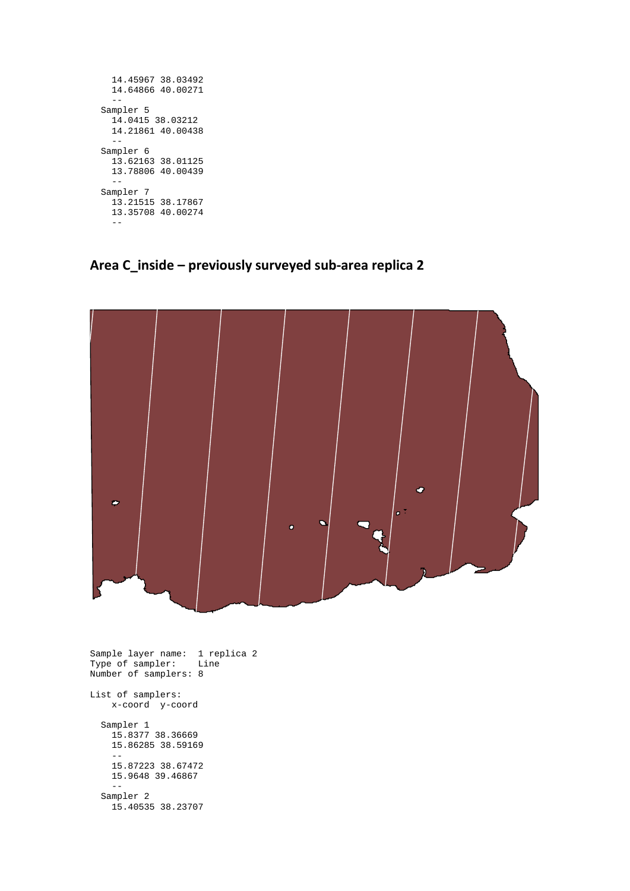```
    14.45967 38.03492
    14.64866 40.00271
    --
  Sampler 5
    14.0415 38.03212
    14.21861 40.00438
    --
  Sampler 6
    13.62163 38.01125
    13.78806 40.00439
    --
  Sampler 7
    13.21515 38.17867
    13.35708 40.00274
    --
```

## Area C_inside – previously surveyed sub-area replica 2

```
Sample layer name:  1 replica 2
Type of sampler:    Line
Number of samplers: 8

List of samplers:
    x-coord  y-coord

  Sampler 1
    15.8377 38.36669
    15.86285 38.59169
    --
    15.87223 38.67472
    15.9648 39.46867
    --
  Sampler 2
    15.40535 38.23707
```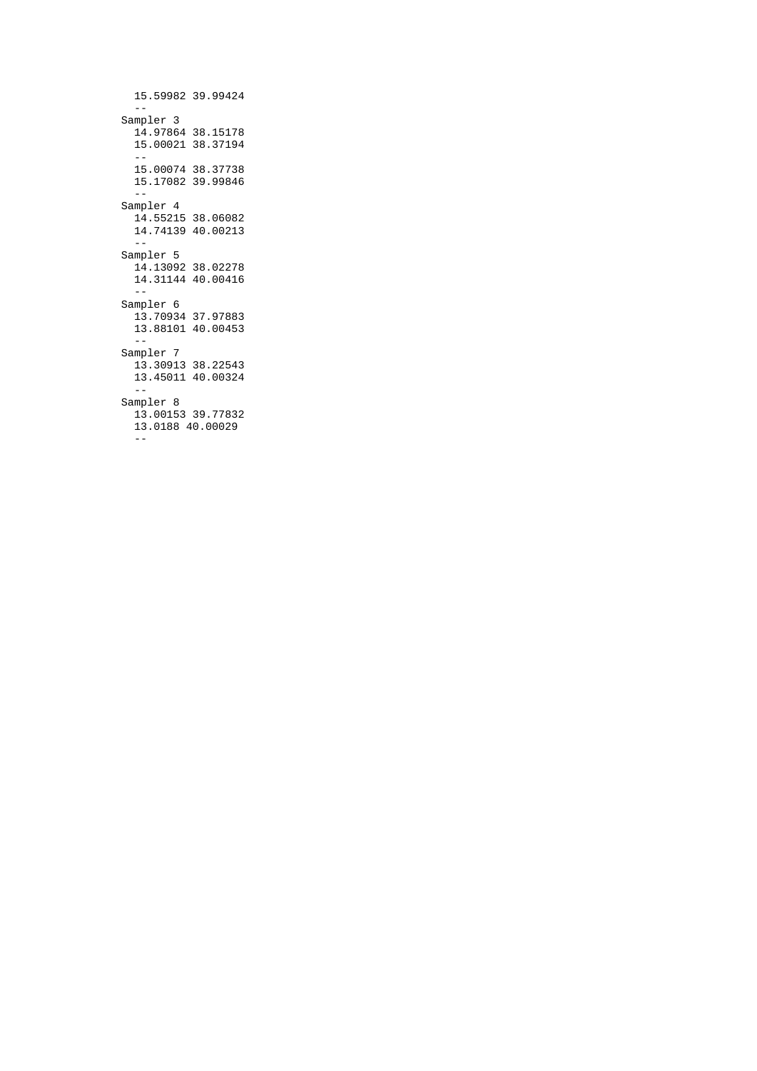```
  15.59982 39.99424
  --
Sampler 3
  14.97864 38.15178
  15.00021 38.37194
  --
  15.00074 38.37738
  15.17082 39.99846
  --
Sampler 4
  14.55215 38.06082
  14.74139 40.00213
  --
Sampler 5
  14.13092 38.02278
  14.31144 40.00416
  --
Sampler 6
  13.70934 37.97883
  13.88101 40.00453
  --
Sampler 7
  13.30913 38.22543
  13.45011 40.00324
  --
Sampler 8
  13.00153 39.77832
  13.0188 40.00029
  --
```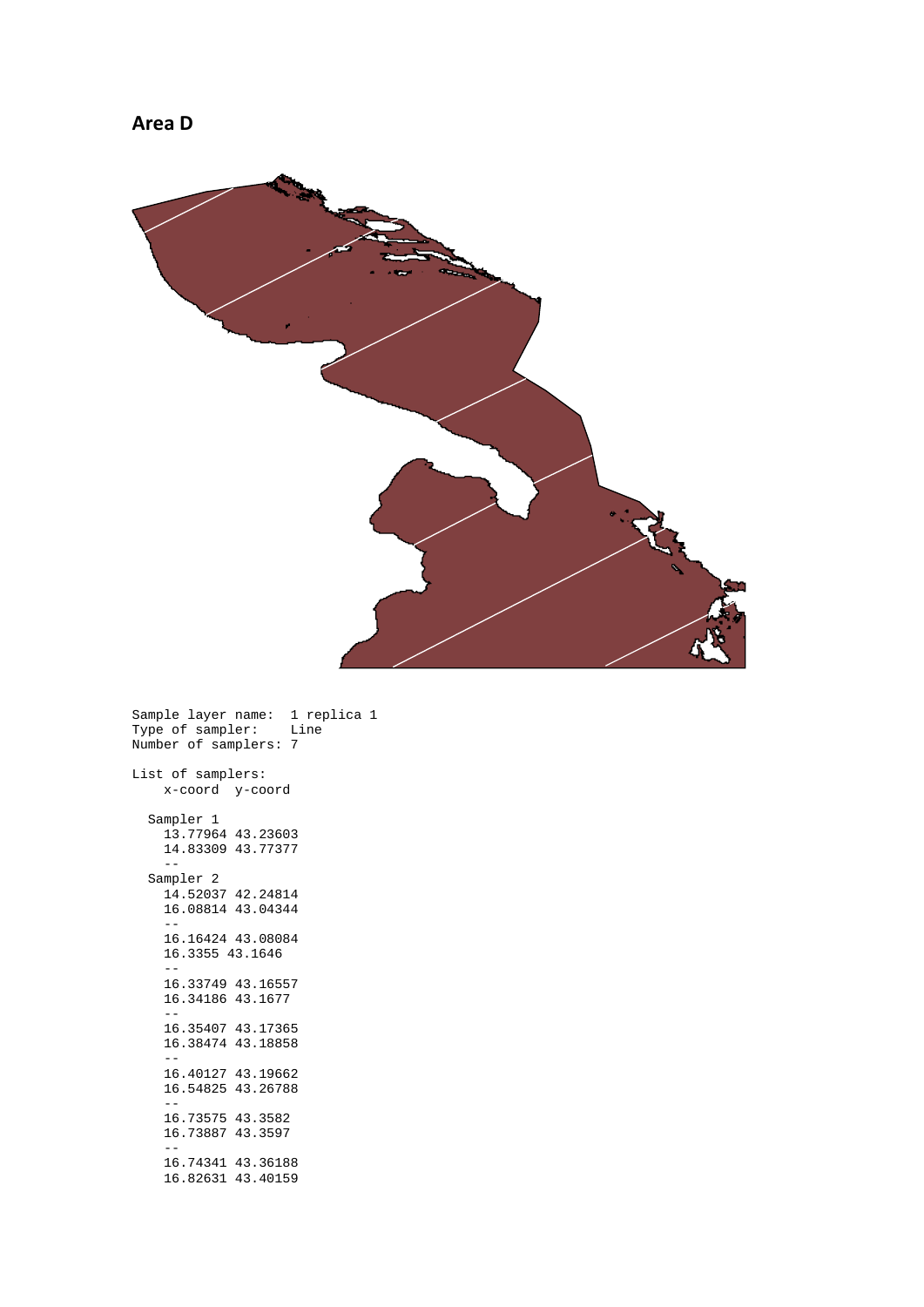## Area D

```
Sample layer name:  1 replica 1
Type of sampler:    Line
Number of samplers: 7

List of samplers:
    x-coord  y-coord

  Sampler 1
    13.77964 43.23603
    14.83309 43.77377
    --
  Sampler 2
    14.52037 42.24814
    16.08814 43.04344
    --
    16.16424 43.08084
    16.3355 43.1646
    --
    16.33749 43.16557
    16.34186 43.1677
    --
    16.35407 43.17365
    16.38474 43.18858
    --
    16.40127 43.19662
    16.54825 43.26788
    --
    16.73575 43.3582
    16.73887 43.3597
    --
    16.74341 43.36188
    16.82631 43.40159
```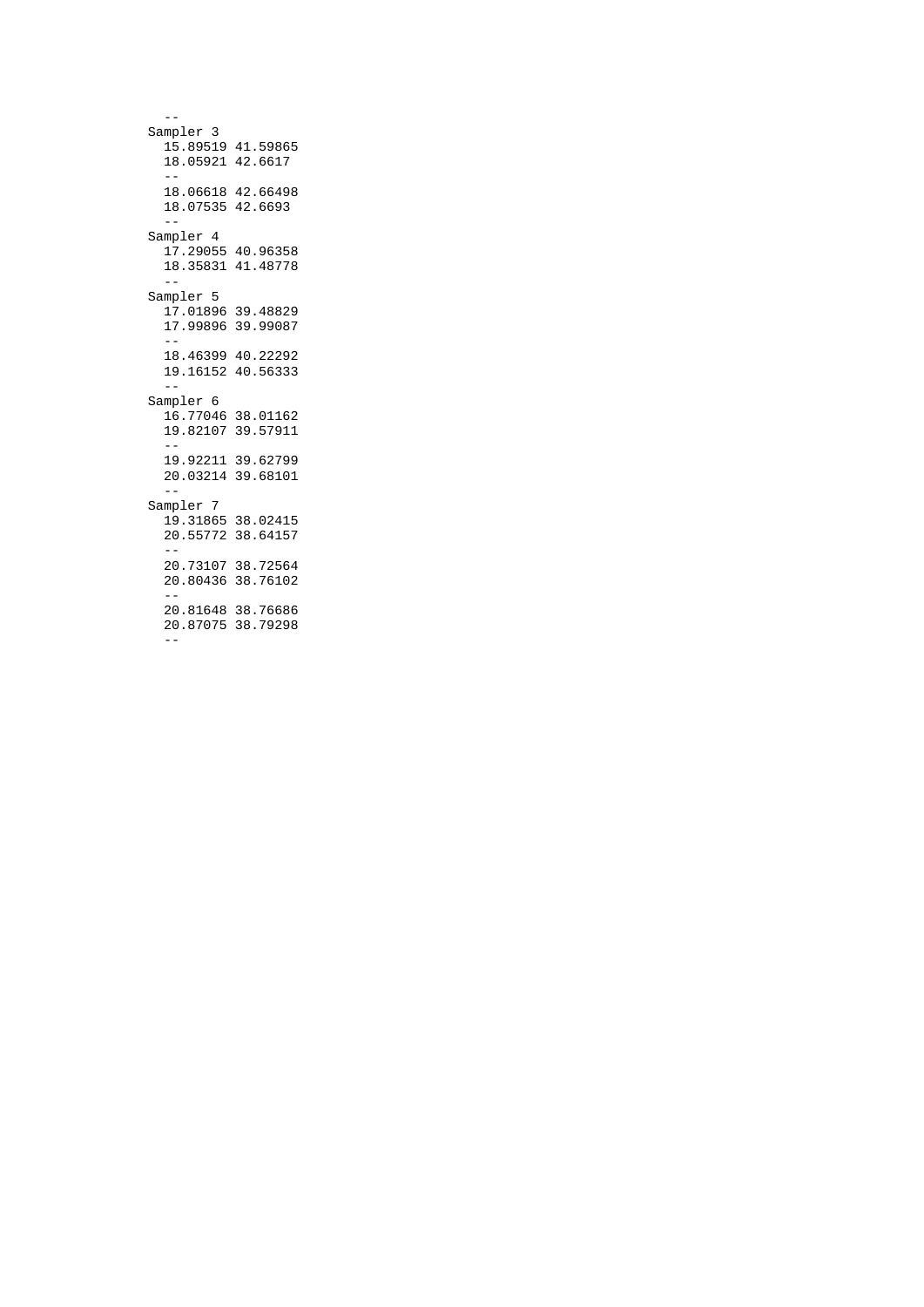```
  --
Sampler 3
  15.89519 41.59865
  18.05921 42.6617
  --
  18.06618 42.66498
  18.07535 42.6693
  --
Sampler 4
  17.29055 40.96358
  18.35831 41.48778
  --
Sampler 5
  17.01896 39.48829
  17.99896 39.99087
  --
  18.46399 40.22292
  19.16152 40.56333
  --
Sampler 6
  16.77046 38.01162
  19.82107 39.57911
  --
  19.92211 39.62799
  20.03214 39.68101
  --
Sampler 7
  19.31865 38.02415
  20.55772 38.64157
  --
  20.73107 38.72564
  20.80436 38.76102
  --
  20.81648 38.76686
  20.87075 38.79298
  --
```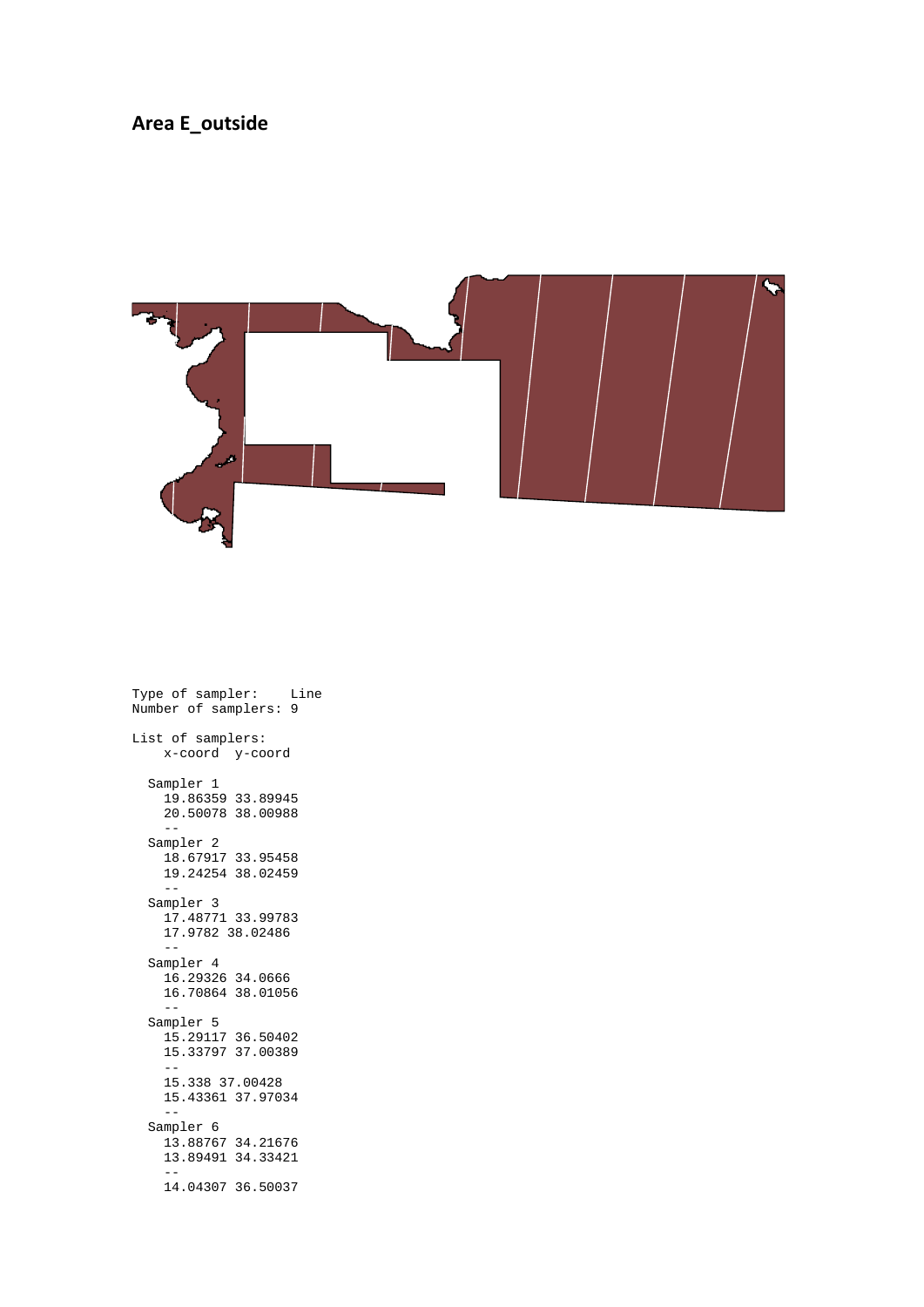# Area E_outside

```
Type of sampler:    Line
Number of samplers: 9

List of samplers:
    x-coord  y-coord

  Sampler 1
    19.86359 33.89945
    20.50078 38.00988
    --
  Sampler 2
    18.67917 33.95458
    19.24254 38.02459
    --
  Sampler 3
    17.48771 33.99783
    17.9782 38.02486
    --
  Sampler 4
    16.29326 34.0666
    16.70864 38.01056
    --
  Sampler 5
    15.29117 36.50402
    15.33797 37.00389
    --
    15.338 37.00428
    15.43361 37.97034
    --
  Sampler 6
    13.88767 34.21676
    13.89491 34.33421
    --
    14.04307 36.50037
```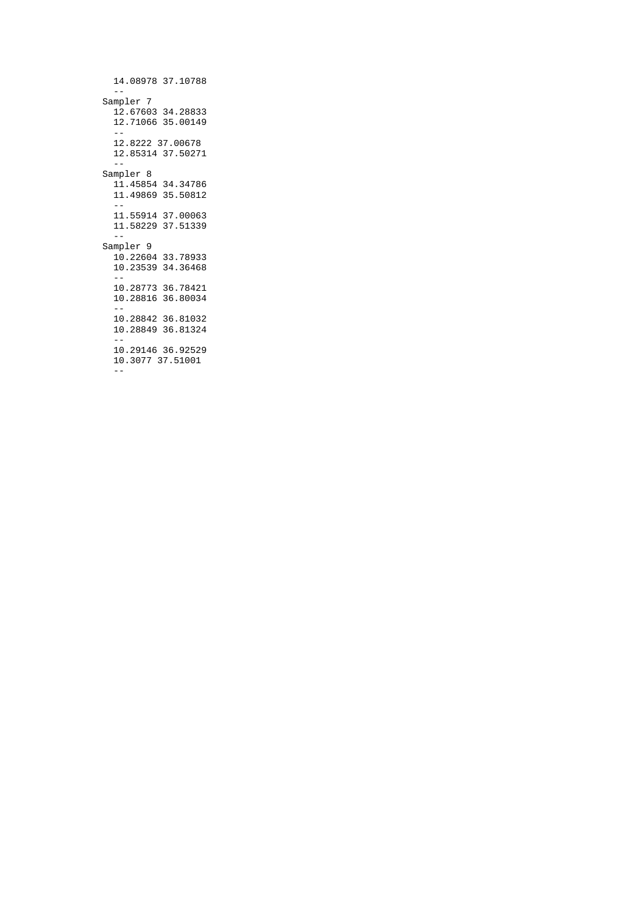```
  14.08978 37.10788
  --
Sampler 7
  12.67603 34.28833
  12.71066 35.00149
  --
  12.8222 37.00678
  12.85314 37.50271
  --
Sampler 8
  11.45854 34.34786
  11.49869 35.50812
  --
  11.55914 37.00063
  11.58229 37.51339
  --
Sampler 9
  10.22604 33.78933
  10.23539 34.36468
  --
  10.28773 36.78421
  10.28816 36.80034
  --
  10.28842 36.81032
  10.28849 36.81324
  --
  10.29146 36.92529
  10.3077 37.51001
  --
```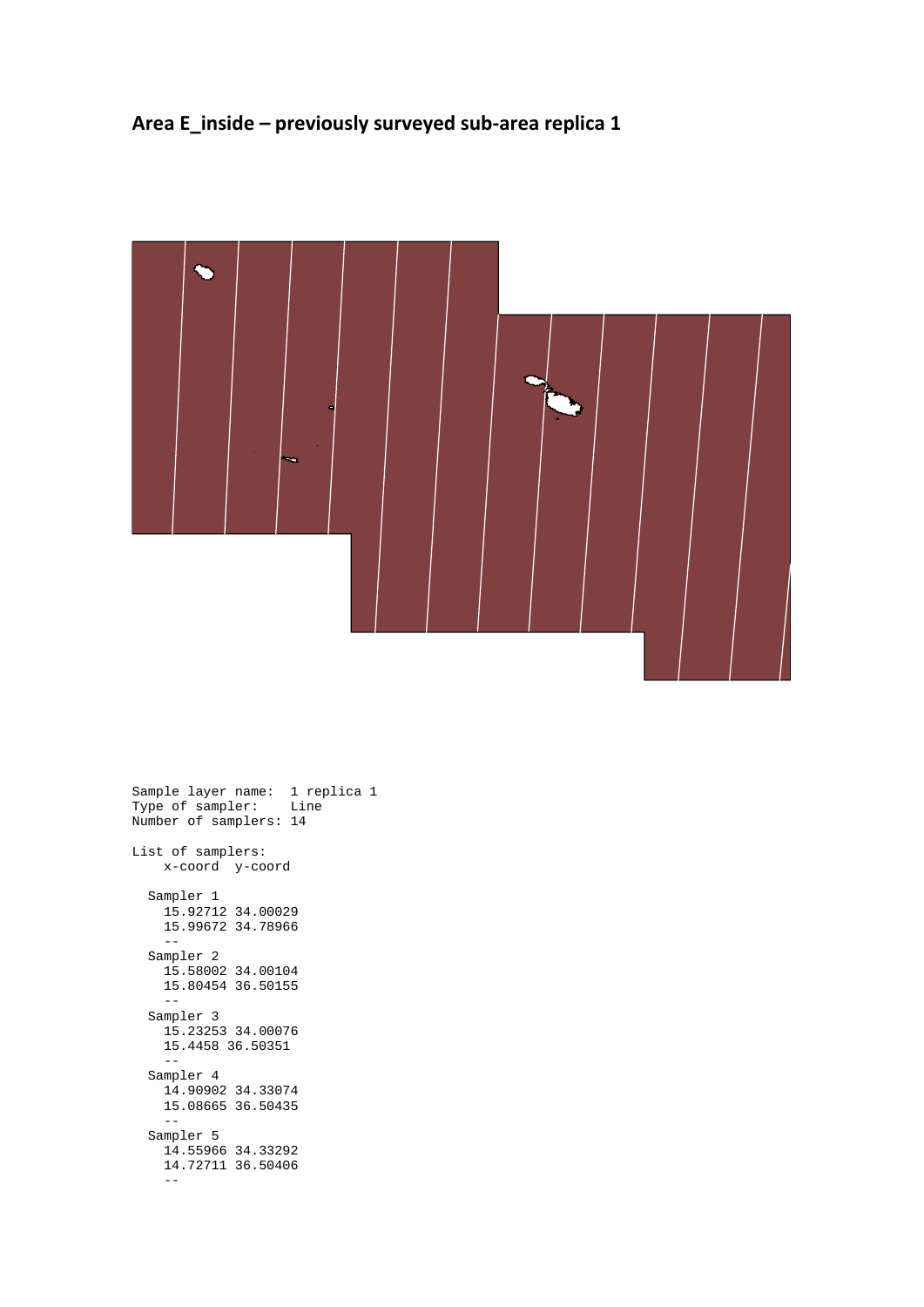## Area E_inside – previously surveyed sub-area replica 1

```
Sample layer name:  1 replica 1
Type of sampler:    Line
Number of samplers: 14

List of samplers:
    x-coord  y-coord

  Sampler 1
    15.92712 34.00029
    15.99672 34.78966
    --
  Sampler 2
    15.58002 34.00104
    15.80454 36.50155
    --
  Sampler 3
    15.23253 34.00076
    15.4458 36.50351
    --
  Sampler 4
    14.90902 34.33074
    15.08665 36.50435
    --
  Sampler 5
    14.55966 34.33292
    14.72711 36.50406
    --
```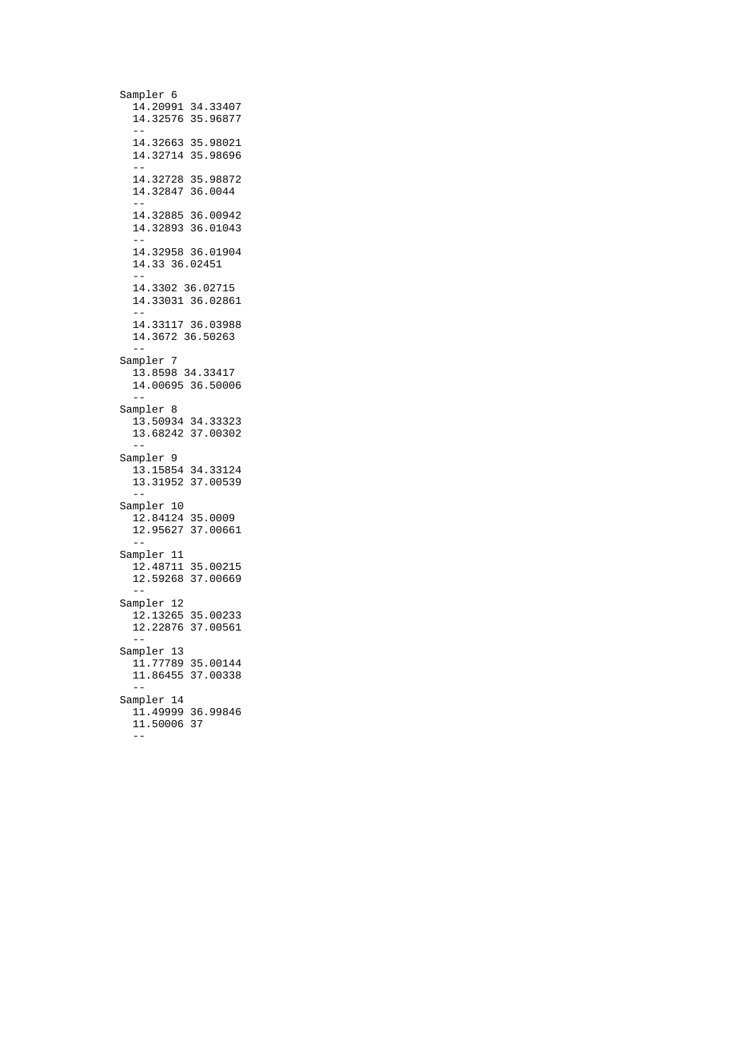```
Sampler 6
  14.20991 34.33407
  14.32576 35.96877
  --
  14.32663 35.98021
  14.32714 35.98696
  --
  14.32728 35.98872
  14.32847 36.0044
  --
  14.32885 36.00942
  14.32893 36.01043
  --
  14.32958 36.01904
  14.33 36.02451
  --
  14.3302 36.02715
  14.33031 36.02861
  --
  14.33117 36.03988
  14.3672 36.50263
  --
Sampler 7
  13.8598 34.33417
  14.00695 36.50006
  --
Sampler 8
  13.50934 34.33323
  13.68242 37.00302
  --
Sampler 9
  13.15854 34.33124
  13.31952 37.00539
  --
Sampler 10
  12.84124 35.0009
  12.95627 37.00661
  --
Sampler 11
  12.48711 35.00215
  12.59268 37.00669
  --
Sampler 12
  12.13265 35.00233
  12.22876 37.00561
  --
Sampler 13
  11.77789 35.00144
  11.86455 37.00338
  --
Sampler 14
  11.49999 36.99846
  11.50006 37
  --
```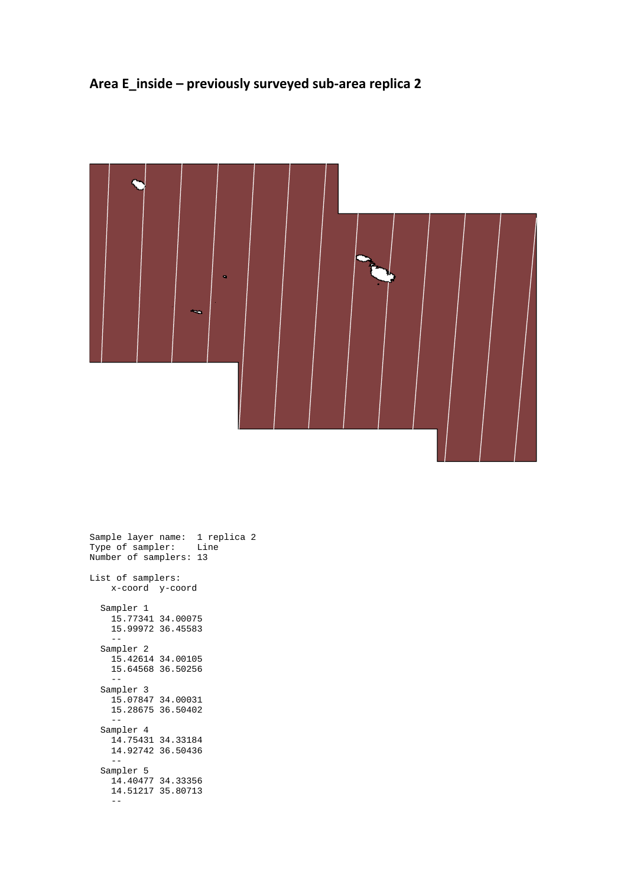## Area E_inside – previously surveyed sub-area replica 2

```
Sample layer name:  1 replica 2
Type of sampler:    Line
Number of samplers: 13

List of samplers:
    x-coord  y-coord

  Sampler 1
    15.77341 34.00075
    15.99972 36.45583
    --
  Sampler 2
    15.42614 34.00105
    15.64568 36.50256
    --
  Sampler 3
    15.07847 34.00031
    15.28675 36.50402
    --
  Sampler 4
    14.75431 34.33184
    14.92742 36.50436
    --
  Sampler 5
    14.40477 34.33356
    14.51217 35.80713
    --
```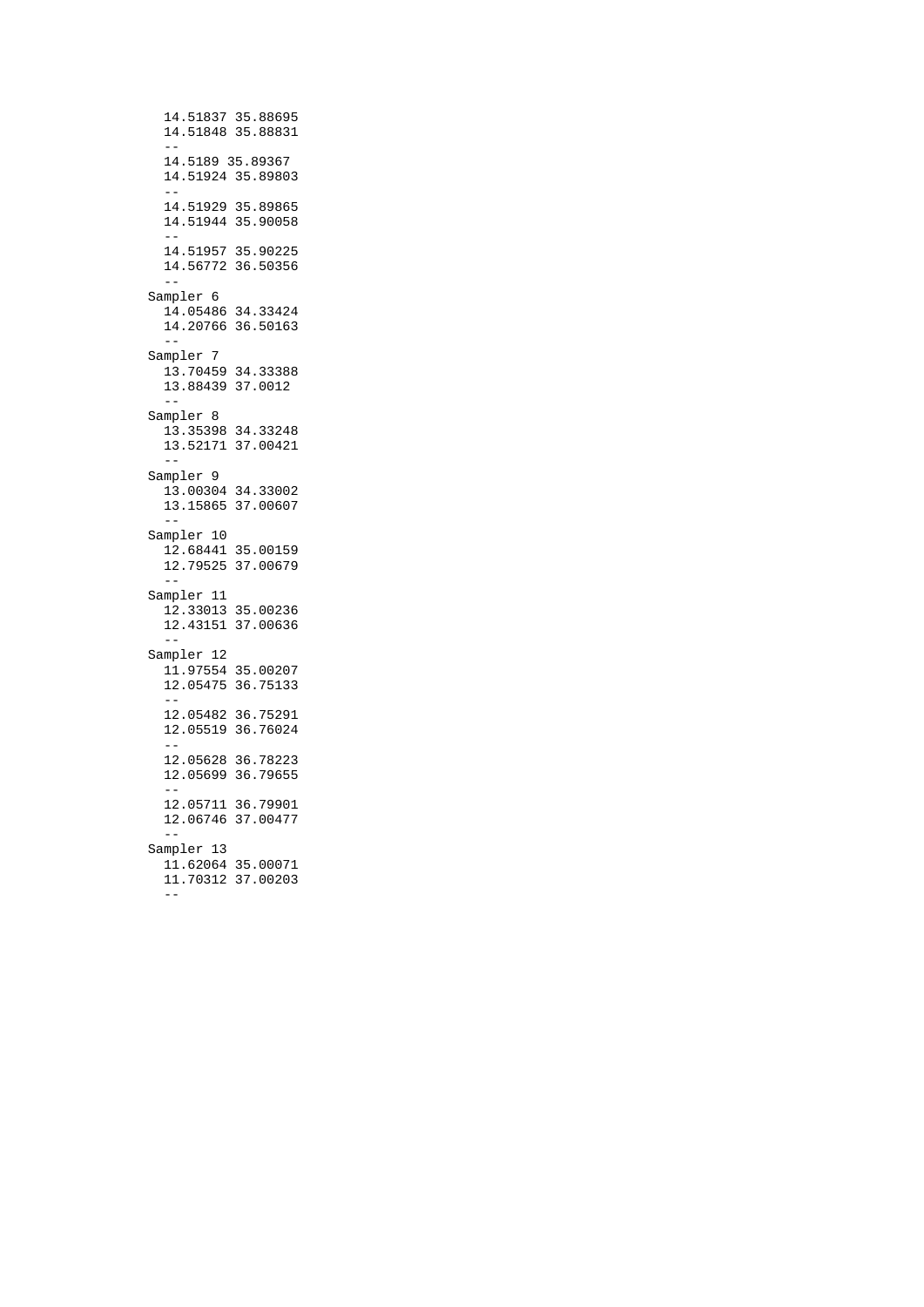```
  14.51837 35.88695
  14.51848 35.88831
  --
  14.5189 35.89367
  14.51924 35.89803
  --
  14.51929 35.89865
  14.51944 35.90058
  --
  14.51957 35.90225
  14.56772 36.50356
  --
Sampler 6
  14.05486 34.33424
  14.20766 36.50163
  --
Sampler 7
  13.70459 34.33388
  13.88439 37.0012
  --
Sampler 8
  13.35398 34.33248
  13.52171 37.00421
  --
Sampler 9
  13.00304 34.33002
  13.15865 37.00607
  --
Sampler 10
  12.68441 35.00159
  12.79525 37.00679
  --
Sampler 11
  12.33013 35.00236
  12.43151 37.00636
  --
Sampler 12
  11.97554 35.00207
  12.05475 36.75133
  --
  12.05482 36.75291
  12.05519 36.76024
  --
  12.05628 36.78223
  12.05699 36.79655
  --
  12.05711 36.79901
  12.06746 37.00477
  --
Sampler 13
  11.62064 35.00071
  11.70312 37.00203
  --
```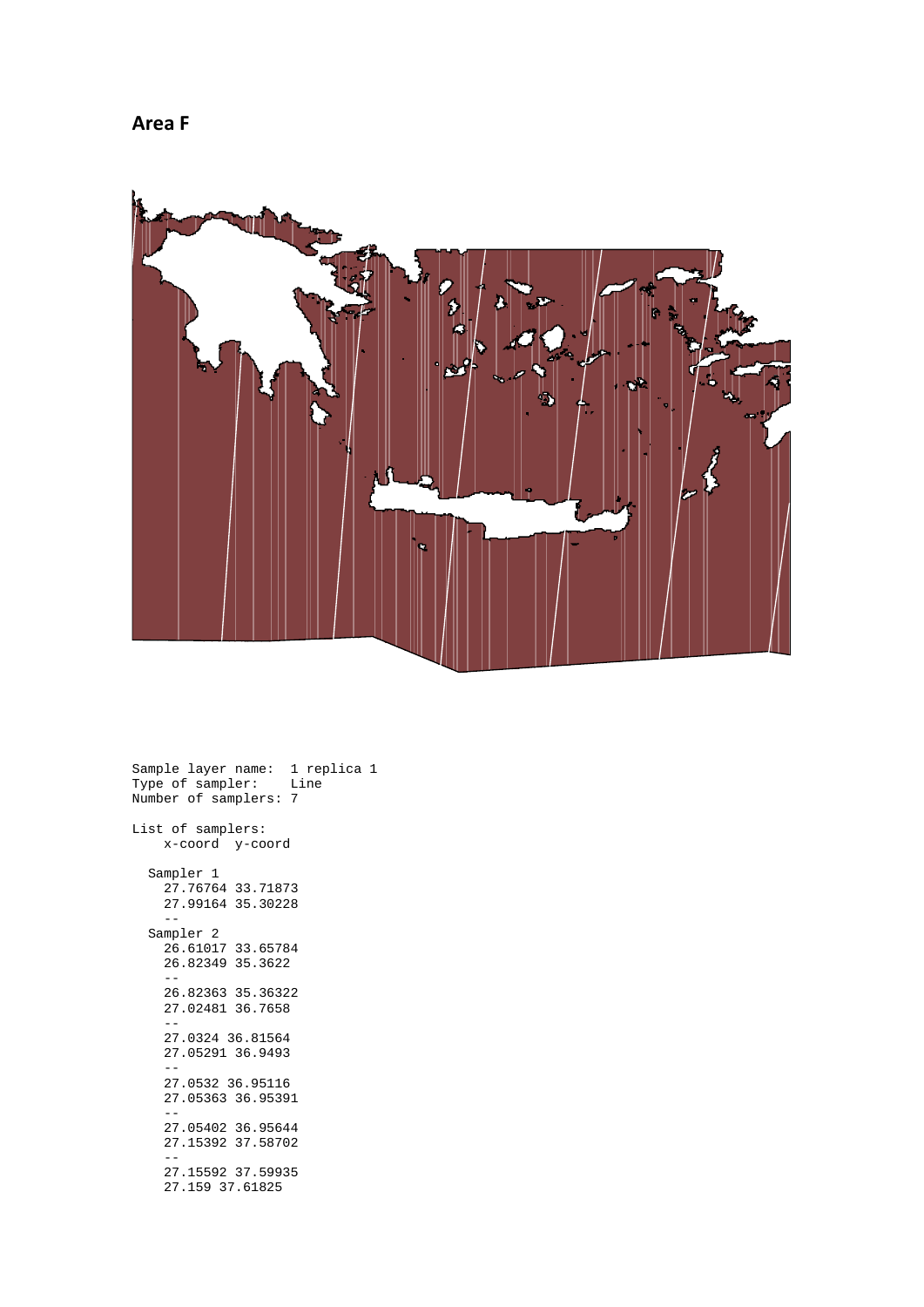**Area F**

```
Sample layer name:  1 replica 1
Type of sampler:    Line
Number of samplers: 7

List of samplers:
    x-coord  y-coord

  Sampler 1
    27.76764 33.71873
    27.99164 35.30228
    --
  Sampler 2
    26.61017 33.65784
    26.82349 35.3622
    --
    26.82363 35.36322
    27.02481 36.7658
    --
    27.0324 36.81564
    27.05291 36.9493
    --
    27.0532 36.95116
    27.05363 36.95391
    --
    27.05402 36.95644
    27.15392 37.58702
    --
    27.15592 37.59935
    27.159 37.61825
```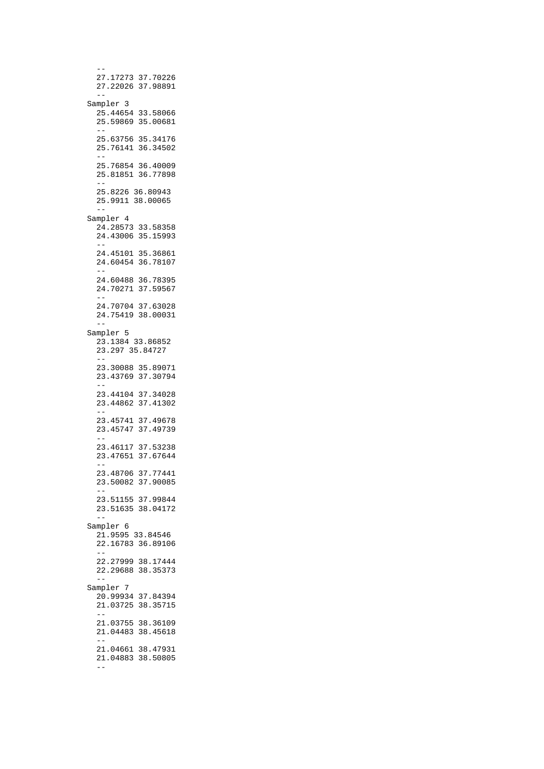```
  --
  27.17273 37.70226
  27.22026 37.98891
  --
Sampler 3
  25.44654 33.58066
  25.59869 35.00681
  --
  25.63756 35.34176
  25.76141 36.34502
  --
  25.76854 36.40009
  25.81851 36.77898
  --
  25.8226 36.80943
  25.9911 38.00065
  --
Sampler 4
  24.28573 33.58358
  24.43006 35.15993
  --
  24.45101 35.36861
  24.60454 36.78107
  --
  24.60488 36.78395
  24.70271 37.59567
  --
  24.70704 37.63028
  24.75419 38.00031
  --
Sampler 5
  23.1384 33.86852
  23.297 35.84727
  --
  23.30088 35.89071
  23.43769 37.30794
  --
  23.44104 37.34028
  23.44862 37.41302
  --
  23.45741 37.49678
  23.45747 37.49739
  --
  23.46117 37.53238
  23.47651 37.67644
  --
  23.48706 37.77441
  23.50082 37.90085
  --
  23.51155 37.99844
  23.51635 38.04172
  --
Sampler 6
  21.9595 33.84546
  22.16783 36.89106
  --
  22.27999 38.17444
  22.29688 38.35373
  --
Sampler 7
  20.99934 37.84394
  21.03725 38.35715
  --
  21.03755 38.36109
  21.04483 38.45618
  --
  21.04661 38.47931
  21.04883 38.50805
  --
```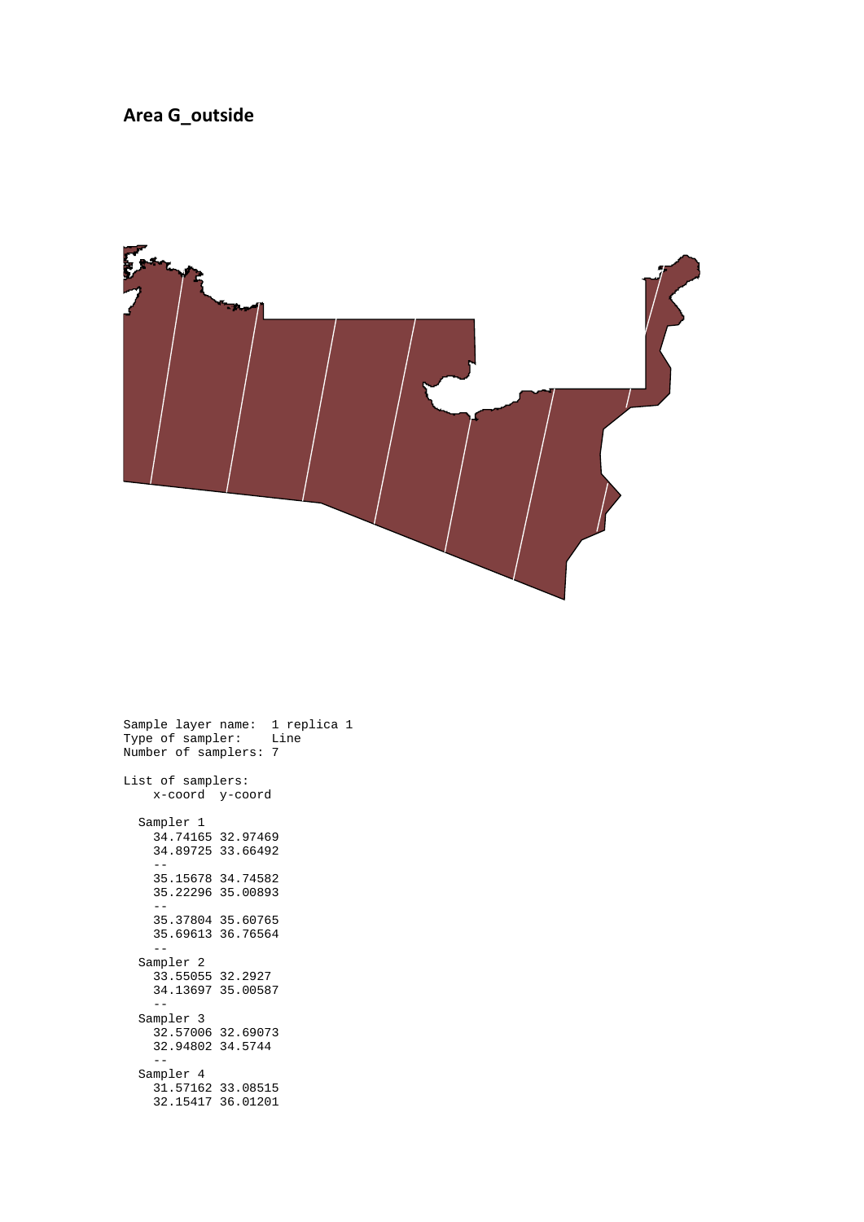## Area G_outside

```
Sample layer name:  1 replica 1
Type of sampler:    Line
Number of samplers: 7

List of samplers:
    x-coord  y-coord

  Sampler 1
    34.74165 32.97469
    34.89725 33.66492
    --
    35.15678 34.74582
    35.22296 35.00893
    --
    35.37804 35.60765
    35.69613 36.76564
    --
  Sampler 2
    33.55055 32.2927
    34.13697 35.00587
    --
  Sampler 3
    32.57006 32.69073
    32.94802 34.5744
    --
  Sampler 4
    31.57162 33.08515
    32.15417 36.01201
```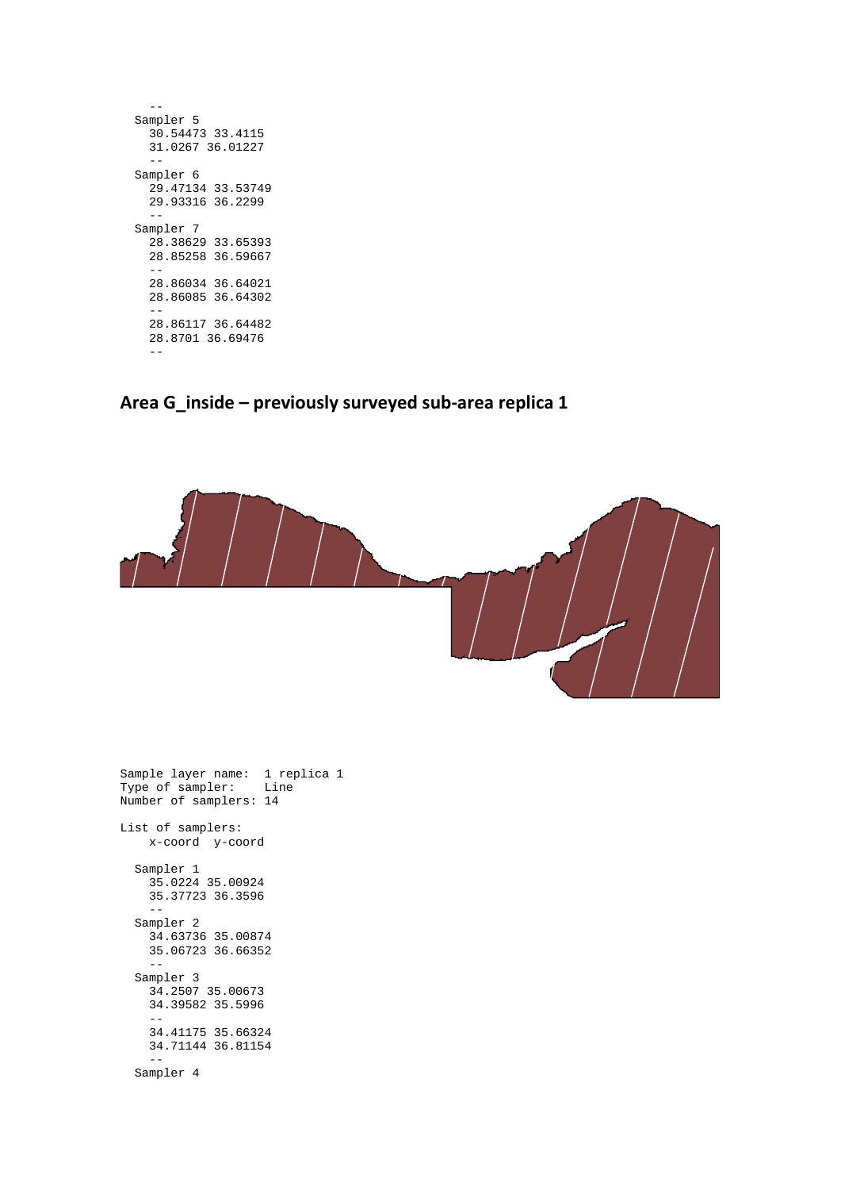```
    --
  Sampler 5
    30.54473 33.4115
    31.0267 36.01227
    --
  Sampler 6
    29.47134 33.53749
    29.93316 36.2299
    --
  Sampler 7
    28.38629 33.65393
    28.85258 36.59667
    --
    28.86034 36.64021
    28.86085 36.64302
    --
    28.86117 36.64482
    28.8701 36.69476
    --
```

## Area G_inside – previously surveyed sub-area replica 1

```
Sample layer name:  1 replica 1
Type of sampler:    Line
Number of samplers: 14

List of samplers:
    x-coord  y-coord

  Sampler 1
    35.0224 35.00924
    35.37723 36.3596
    --
  Sampler 2
    34.63736 35.00874
    35.06723 36.66352
    --
  Sampler 3
    34.2507 35.00673
    34.39582 35.5996
    --
    34.41175 35.66324
    34.71144 36.81154
    --
  Sampler 4
```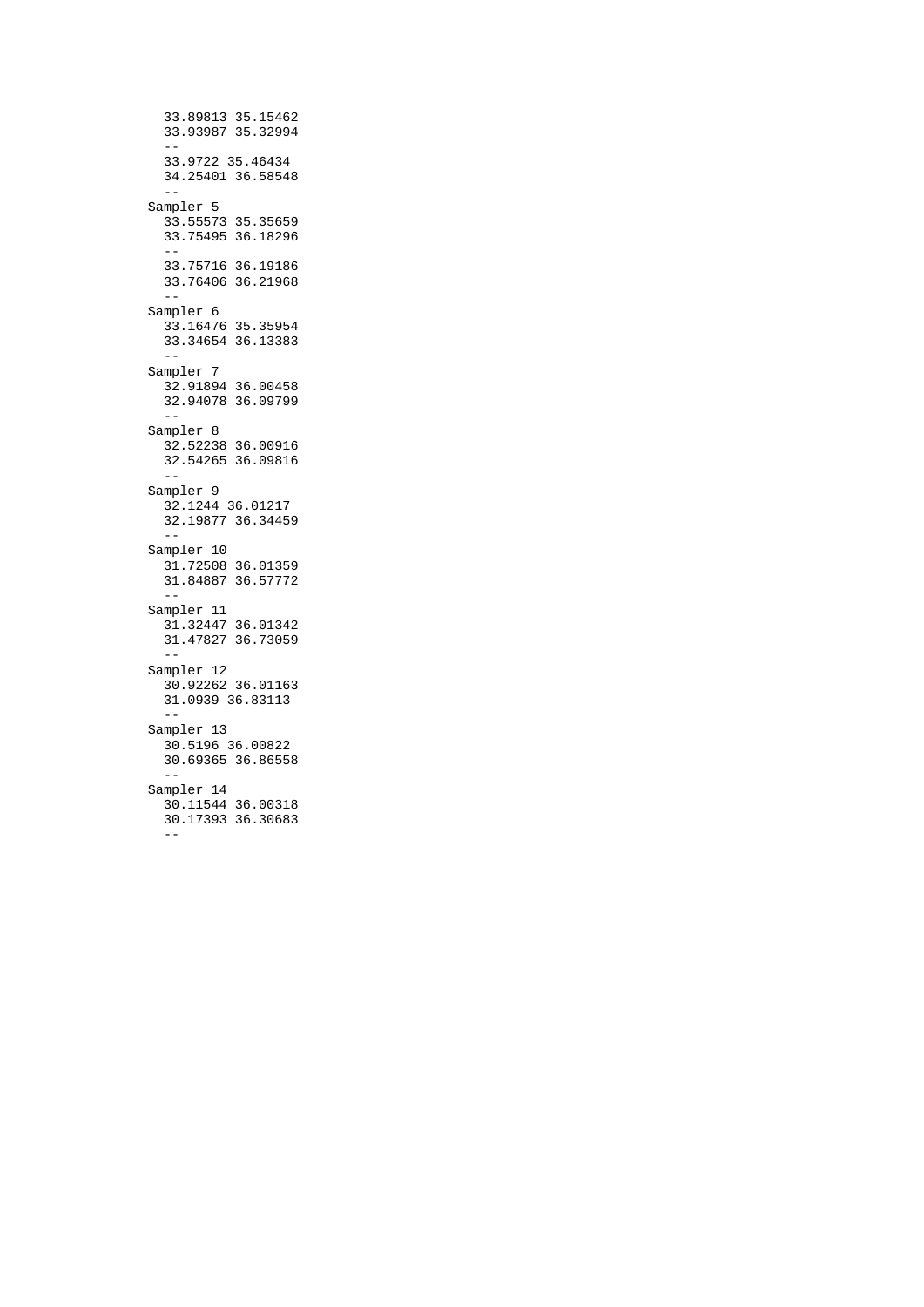```
  33.89813 35.15462
  33.93987 35.32994
  --
  33.9722 35.46434
  34.25401 36.58548
  --
Sampler 5
  33.55573 35.35659
  33.75495 36.18296
  --
  33.75716 36.19186
  33.76406 36.21968
  --
Sampler 6
  33.16476 35.35954
  33.34654 36.13383
  --
Sampler 7
  32.91894 36.00458
  32.94078 36.09799
  --
Sampler 8
  32.52238 36.00916
  32.54265 36.09816
  --
Sampler 9
  32.1244 36.01217
  32.19877 36.34459
  --
Sampler 10
  31.72508 36.01359
  31.84887 36.57772
  --
Sampler 11
  31.32447 36.01342
  31.47827 36.73059
  --
Sampler 12
  30.92262 36.01163
  31.0939 36.83113
  --
Sampler 13
  30.5196 36.00822
  30.69365 36.86558
  --
Sampler 14
  30.11544 36.00318
  30.17393 36.30683
  --
```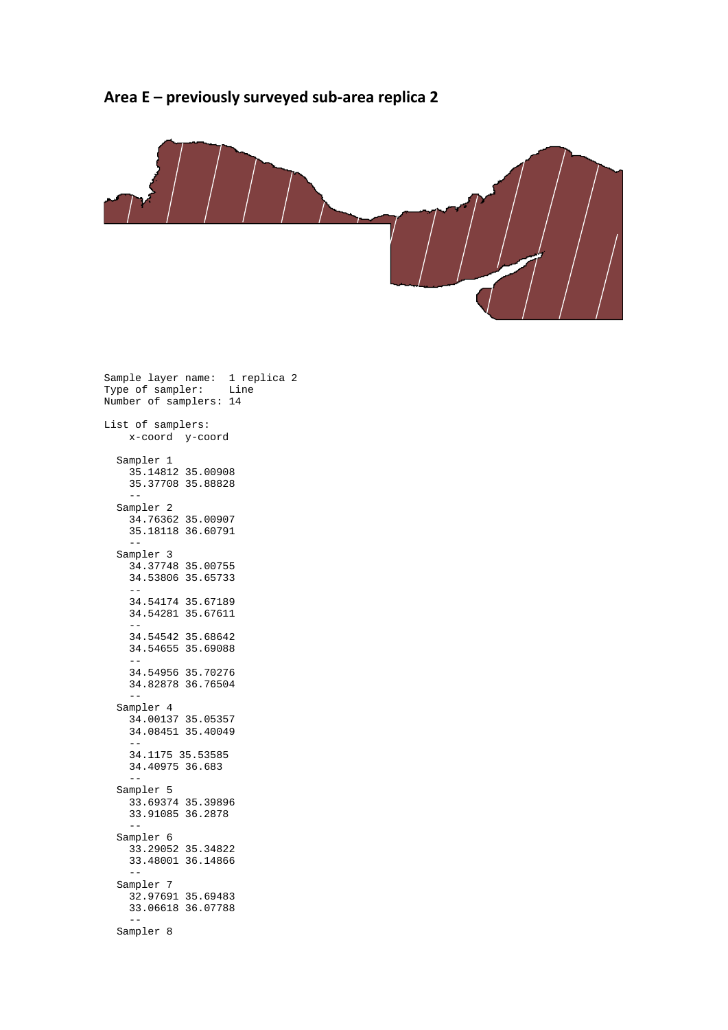**Area E – previously surveyed sub-area replica 2**

```
Sample layer name:  1 replica 2
Type of sampler:    Line
Number of samplers: 14

List of samplers:
    x-coord  y-coord

  Sampler 1
    35.14812 35.00908
    35.37708 35.88828
    --
  Sampler 2
    34.76362 35.00907
    35.18118 36.60791
    --
  Sampler 3
    34.37748 35.00755
    34.53806 35.65733
    --
    34.54174 35.67189
    34.54281 35.67611
    --
    34.54542 35.68642
    34.54655 35.69088
    --
    34.54956 35.70276
    34.82878 36.76504
    --
  Sampler 4
    34.00137 35.05357
    34.08451 35.40049
    --
    34.1175 35.53585
    34.40975 36.683
    --
  Sampler 5
    33.69374 35.39896
    33.91085 36.2878
    --
  Sampler 6
    33.29052 35.34822
    33.48001 36.14866
    --
  Sampler 7
    32.97691 35.69483
    33.06618 36.07788
    --
  Sampler 8
```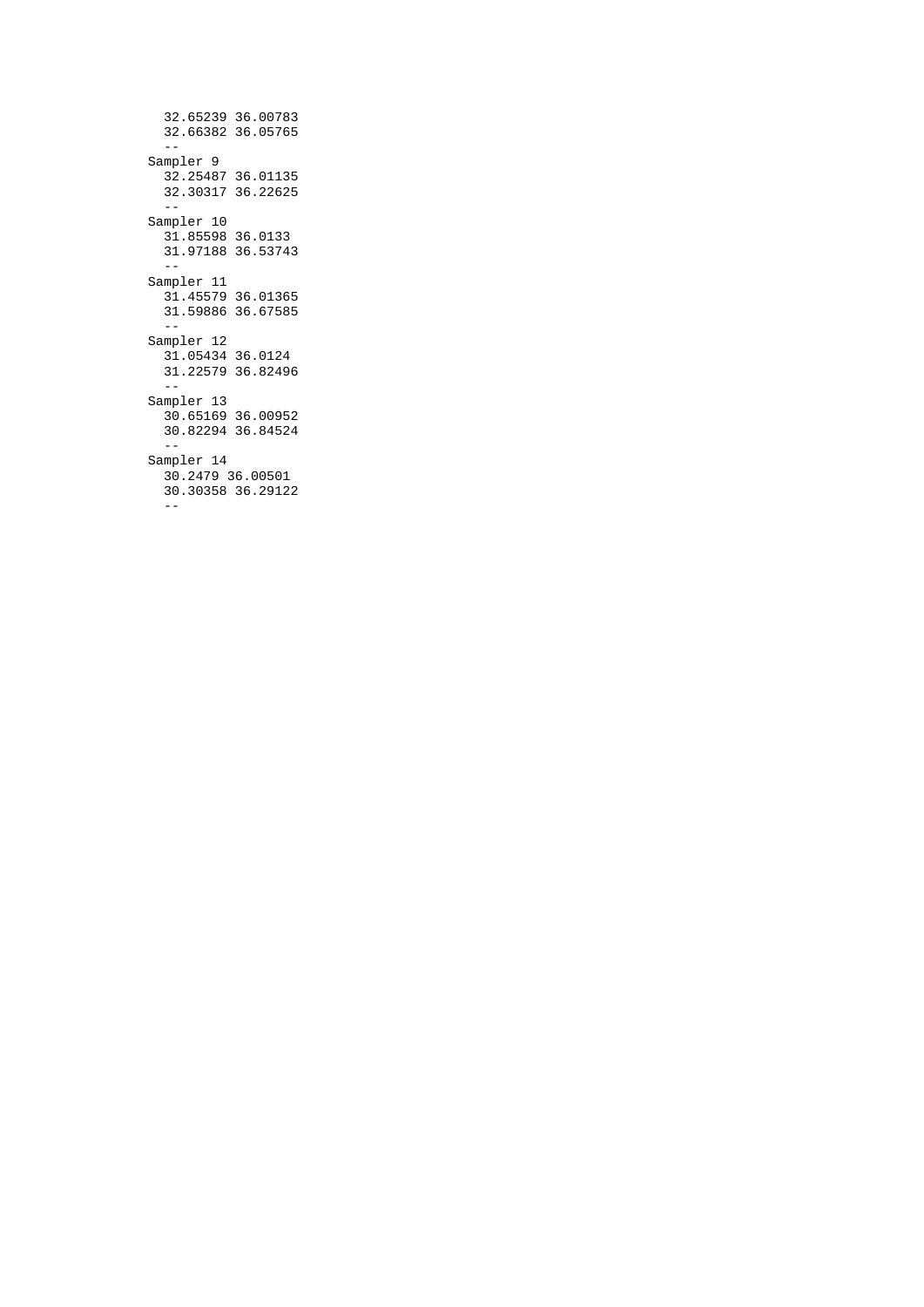```
  32.65239 36.00783
  32.66382 36.05765
  --
Sampler 9
  32.25487 36.01135
  32.30317 36.22625
  --
Sampler 10
  31.85598 36.0133
  31.97188 36.53743
  --
Sampler 11
  31.45579 36.01365
  31.59886 36.67585
  --
Sampler 12
  31.05434 36.0124
  31.22579 36.82496
  --
Sampler 13
  30.65169 36.00952
  30.82294 36.84524
  --
Sampler 14
  30.2479 36.00501
  30.30358 36.29122
  --
```